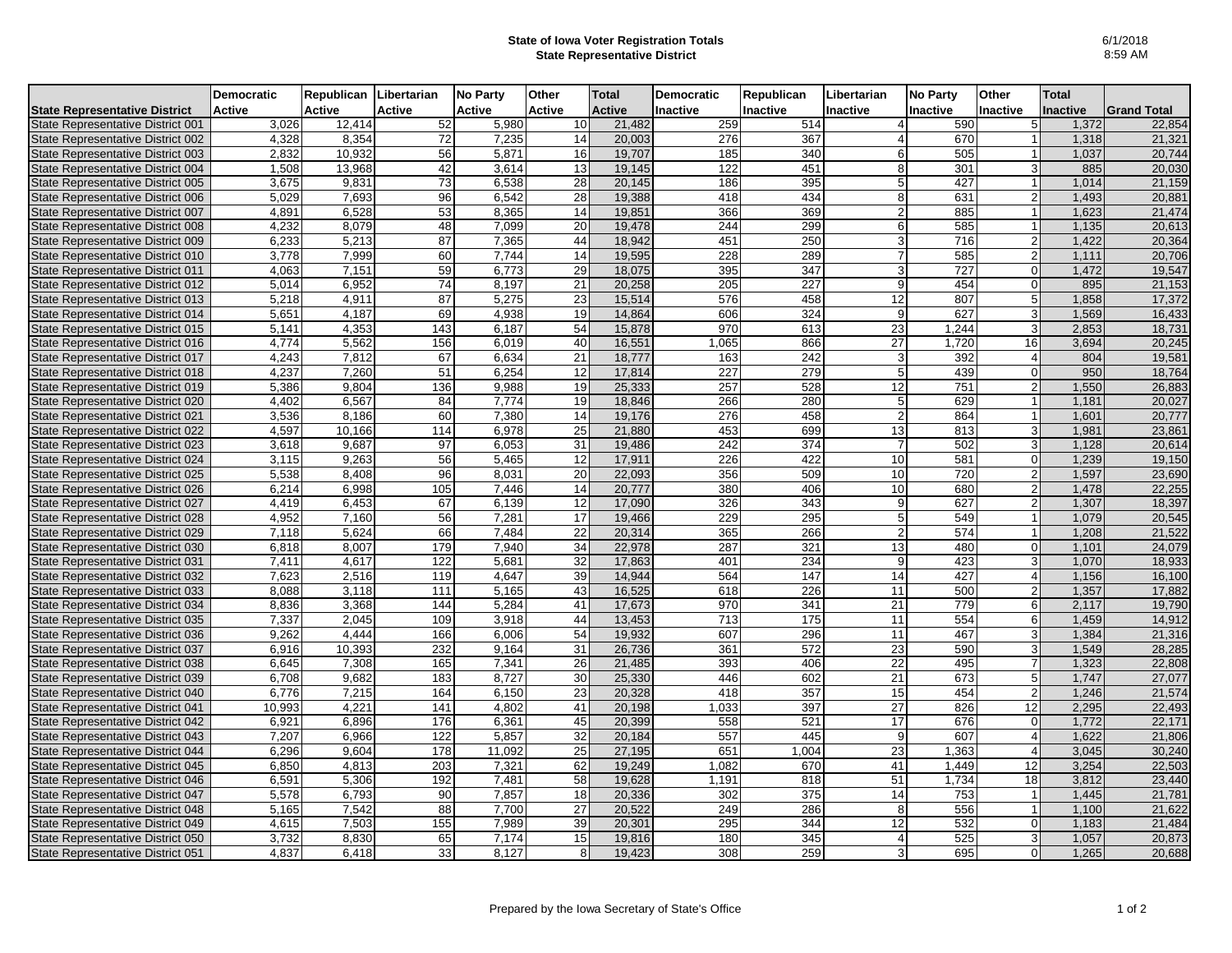**State of Iowa Voter Registration Totals**
**State Representative District**

6/1/2018
8:59 AM

| State Representative District | Democratic Active | Republican Active | Libertarian Active | No Party Active | Other Active | Total Active | Democratic Inactive | Republican Inactive | Libertarian Inactive | No Party Inactive | Other Inactive | Total Inactive | Grand Total |
|---|---|---|---|---|---|---|---|---|---|---|---|---|---|
| State Representative District 001 | 3,026 | 12,414 | 52 | 5,980 | 10 | 21,482 | 259 | 514 | 4 | 590 | 5 | 1,372 | 22,854 |
| State Representative District 002 | 4,328 | 8,354 | 72 | 7,235 | 14 | 20,003 | 276 | 367 | 4 | 670 | 1 | 1,318 | 21,321 |
| State Representative District 003 | 2,832 | 10,932 | 56 | 5,871 | 16 | 19,707 | 185 | 340 | 6 | 505 | 1 | 1,037 | 20,744 |
| State Representative District 004 | 1,508 | 13,968 | 42 | 3,614 | 13 | 19,145 | 122 | 451 | 8 | 301 | 3 | 885 | 20,030 |
| State Representative District 005 | 3,675 | 9,831 | 73 | 6,538 | 28 | 20,145 | 186 | 395 | 5 | 427 | 1 | 1,014 | 21,159 |
| State Representative District 006 | 5,029 | 7,693 | 96 | 6,542 | 28 | 19,388 | 418 | 434 | 8 | 631 | 2 | 1,493 | 20,881 |
| State Representative District 007 | 4,891 | 6,528 | 53 | 8,365 | 14 | 19,851 | 366 | 369 | 2 | 885 | 1 | 1,623 | 21,474 |
| State Representative District 008 | 4,232 | 8,079 | 48 | 7,099 | 20 | 19,478 | 244 | 299 | 6 | 585 | 1 | 1,135 | 20,613 |
| State Representative District 009 | 6,233 | 5,213 | 87 | 7,365 | 44 | 18,942 | 451 | 250 | 3 | 716 | 2 | 1,422 | 20,364 |
| State Representative District 010 | 3,778 | 7,999 | 60 | 7,744 | 14 | 19,595 | 228 | 289 | 7 | 585 | 2 | 1,111 | 20,706 |
| State Representative District 011 | 4,063 | 7,151 | 59 | 6,773 | 29 | 18,075 | 395 | 347 | 3 | 727 | 0 | 1,472 | 19,547 |
| State Representative District 012 | 5,014 | 6,952 | 74 | 8,197 | 21 | 20,258 | 205 | 227 | 9 | 454 | 0 | 895 | 21,153 |
| State Representative District 013 | 5,218 | 4,911 | 87 | 5,275 | 23 | 15,514 | 576 | 458 | 12 | 807 | 5 | 1,858 | 17,372 |
| State Representative District 014 | 5,651 | 4,187 | 69 | 4,938 | 19 | 14,864 | 606 | 324 | 9 | 627 | 3 | 1,569 | 16,433 |
| State Representative District 015 | 5,141 | 4,353 | 143 | 6,187 | 54 | 15,878 | 970 | 613 | 23 | 1,244 | 3 | 2,853 | 18,731 |
| State Representative District 016 | 4,774 | 5,562 | 156 | 6,019 | 40 | 16,551 | 1,065 | 866 | 27 | 1,720 | 16 | 3,694 | 20,245 |
| State Representative District 017 | 4,243 | 7,812 | 67 | 6,634 | 21 | 18,777 | 163 | 242 | 3 | 392 | 4 | 804 | 19,581 |
| State Representative District 018 | 4,237 | 7,260 | 51 | 6,254 | 12 | 17,814 | 227 | 279 | 5 | 439 | 0 | 950 | 18,764 |
| State Representative District 019 | 5,386 | 9,804 | 136 | 9,988 | 19 | 25,333 | 257 | 528 | 12 | 751 | 2 | 1,550 | 26,883 |
| State Representative District 020 | 4,402 | 6,567 | 84 | 7,774 | 19 | 18,846 | 266 | 280 | 5 | 629 | 1 | 1,181 | 20,027 |
| State Representative District 021 | 3,536 | 8,186 | 60 | 7,380 | 14 | 19,176 | 276 | 458 | 2 | 864 | 1 | 1,601 | 20,777 |
| State Representative District 022 | 4,597 | 10,166 | 114 | 6,978 | 25 | 21,880 | 453 | 699 | 13 | 813 | 3 | 1,981 | 23,861 |
| State Representative District 023 | 3,618 | 9,687 | 97 | 6,053 | 31 | 19,486 | 242 | 374 | 7 | 502 | 3 | 1,128 | 20,614 |
| State Representative District 024 | 3,115 | 9,263 | 56 | 5,465 | 12 | 17,911 | 226 | 422 | 10 | 581 | 0 | 1,239 | 19,150 |
| State Representative District 025 | 5,538 | 8,408 | 96 | 8,031 | 20 | 22,093 | 356 | 509 | 10 | 720 | 2 | 1,597 | 23,690 |
| State Representative District 026 | 6,214 | 6,998 | 105 | 7,446 | 14 | 20,777 | 380 | 406 | 10 | 680 | 2 | 1,478 | 22,255 |
| State Representative District 027 | 4,419 | 6,453 | 67 | 6,139 | 12 | 17,090 | 326 | 343 | 9 | 627 | 2 | 1,307 | 18,397 |
| State Representative District 028 | 4,952 | 7,160 | 56 | 7,281 | 17 | 19,466 | 229 | 295 | 5 | 549 | 1 | 1,079 | 20,545 |
| State Representative District 029 | 7,118 | 5,624 | 66 | 7,484 | 22 | 20,314 | 365 | 266 | 2 | 574 | 1 | 1,208 | 21,522 |
| State Representative District 030 | 6,818 | 8,007 | 179 | 7,940 | 34 | 22,978 | 287 | 321 | 13 | 480 | 0 | 1,101 | 24,079 |
| State Representative District 031 | 7,411 | 4,617 | 122 | 5,681 | 32 | 17,863 | 401 | 234 | 9 | 423 | 3 | 1,070 | 18,933 |
| State Representative District 032 | 7,623 | 2,516 | 119 | 4,647 | 39 | 14,944 | 564 | 147 | 14 | 427 | 4 | 1,156 | 16,100 |
| State Representative District 033 | 8,088 | 3,118 | 111 | 5,165 | 43 | 16,525 | 618 | 226 | 11 | 500 | 2 | 1,357 | 17,882 |
| State Representative District 034 | 8,836 | 3,368 | 144 | 5,284 | 41 | 17,673 | 970 | 341 | 21 | 779 | 6 | 2,117 | 19,790 |
| State Representative District 035 | 7,337 | 2,045 | 109 | 3,918 | 44 | 13,453 | 713 | 175 | 11 | 554 | 6 | 1,459 | 14,912 |
| State Representative District 036 | 9,262 | 4,444 | 166 | 6,006 | 54 | 19,932 | 607 | 296 | 11 | 467 | 3 | 1,384 | 21,316 |
| State Representative District 037 | 6,916 | 10,393 | 232 | 9,164 | 31 | 26,736 | 361 | 572 | 23 | 590 | 3 | 1,549 | 28,285 |
| State Representative District 038 | 6,645 | 7,308 | 165 | 7,341 | 26 | 21,485 | 393 | 406 | 22 | 495 | 7 | 1,323 | 22,808 |
| State Representative District 039 | 6,708 | 9,682 | 183 | 8,727 | 30 | 25,330 | 446 | 602 | 21 | 673 | 5 | 1,747 | 27,077 |
| State Representative District 040 | 6,776 | 7,215 | 164 | 6,150 | 23 | 20,328 | 418 | 357 | 15 | 454 | 2 | 1,246 | 21,574 |
| State Representative District 041 | 10,993 | 4,221 | 141 | 4,802 | 41 | 20,198 | 1,033 | 397 | 27 | 826 | 12 | 2,295 | 22,493 |
| State Representative District 042 | 6,921 | 6,896 | 176 | 6,361 | 45 | 20,399 | 558 | 521 | 17 | 676 | 0 | 1,772 | 22,171 |
| State Representative District 043 | 7,207 | 6,966 | 122 | 5,857 | 32 | 20,184 | 557 | 445 | 9 | 607 | 4 | 1,622 | 21,806 |
| State Representative District 044 | 6,296 | 9,604 | 178 | 11,092 | 25 | 27,195 | 651 | 1,004 | 23 | 1,363 | 4 | 3,045 | 30,240 |
| State Representative District 045 | 6,850 | 4,813 | 203 | 7,321 | 62 | 19,249 | 1,082 | 670 | 41 | 1,449 | 12 | 3,254 | 22,503 |
| State Representative District 046 | 6,591 | 5,306 | 192 | 7,481 | 58 | 19,628 | 1,191 | 818 | 51 | 1,734 | 18 | 3,812 | 23,440 |
| State Representative District 047 | 5,578 | 6,793 | 90 | 7,857 | 18 | 20,336 | 302 | 375 | 14 | 753 | 1 | 1,445 | 21,781 |
| State Representative District 048 | 5,165 | 7,542 | 88 | 7,700 | 27 | 20,522 | 249 | 286 | 8 | 556 | 1 | 1,100 | 21,622 |
| State Representative District 049 | 4,615 | 7,503 | 155 | 7,989 | 39 | 20,301 | 295 | 344 | 12 | 532 | 0 | 1,183 | 21,484 |
| State Representative District 050 | 3,732 | 8,830 | 65 | 7,174 | 15 | 19,816 | 180 | 345 | 4 | 525 | 3 | 1,057 | 20,873 |
| State Representative District 051 | 4,837 | 6,418 | 33 | 8,127 | 8 | 19,423 | 308 | 259 | 3 | 695 | 0 | 1,265 | 20,688 |

Prepared by the Iowa Secretary of State's Office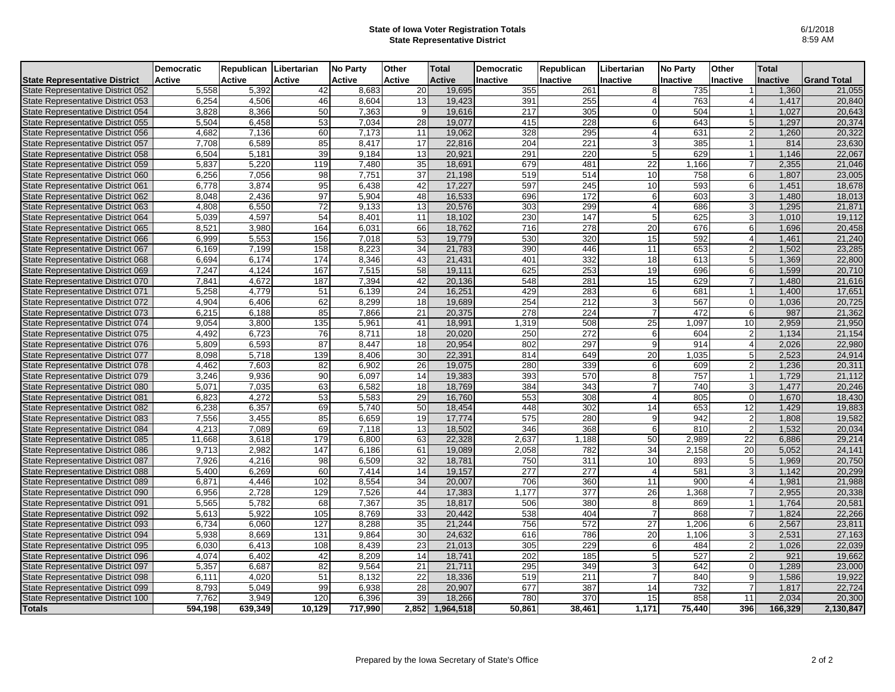# State of Iowa Voter Registration Totals
## State Representative District

6/1/2018
8:59 AM

| State Representative District | Democratic Active | Republican Active | Libertarian Active | No Party Active | Other Active | Total Active | Democratic Inactive | Republican Inactive | Libertarian Inactive | No Party Inactive | Other Inactive | Total Inactive | Grand Total |
|---|---|---|---|---|---|---|---|---|---|---|---|---|---|
| State Representative District 052 | 5,558 | 5,392 | 42 | 8,683 | 20 | 19,695 | 355 | 261 | 8 | 735 | 1 | 1,360 | 21,055 |
| State Representative District 053 | 6,254 | 4,506 | 46 | 8,604 | 13 | 19,423 | 391 | 255 | 4 | 763 | 4 | 1,417 | 20,840 |
| State Representative District 054 | 3,828 | 8,366 | 50 | 7,363 | 9 | 19,616 | 217 | 305 | 0 | 504 | 1 | 1,027 | 20,643 |
| State Representative District 055 | 5,504 | 6,458 | 53 | 7,034 | 28 | 19,077 | 415 | 228 | 6 | 643 | 5 | 1,297 | 20,374 |
| State Representative District 056 | 4,682 | 7,136 | 60 | 7,173 | 11 | 19,062 | 328 | 295 | 4 | 631 | 2 | 1,260 | 20,322 |
| State Representative District 057 | 7,708 | 6,589 | 85 | 8,417 | 17 | 22,816 | 204 | 221 | 3 | 385 | 1 | 814 | 23,630 |
| State Representative District 058 | 6,504 | 5,181 | 39 | 9,184 | 13 | 20,921 | 291 | 220 | 5 | 629 | 1 | 1,146 | 22,067 |
| State Representative District 059 | 5,837 | 5,220 | 119 | 7,480 | 35 | 18,691 | 679 | 481 | 22 | 1,166 | 7 | 2,355 | 21,046 |
| State Representative District 060 | 6,256 | 7,056 | 98 | 7,751 | 37 | 21,198 | 519 | 514 | 10 | 758 | 6 | 1,807 | 23,005 |
| State Representative District 061 | 6,778 | 3,874 | 95 | 6,438 | 42 | 17,227 | 597 | 245 | 10 | 593 | 6 | 1,451 | 18,678 |
| State Representative District 062 | 8,048 | 2,436 | 97 | 5,904 | 48 | 16,533 | 696 | 172 | 6 | 603 | 3 | 1,480 | 18,013 |
| State Representative District 063 | 4,808 | 6,550 | 72 | 9,133 | 13 | 20,576 | 303 | 299 | 4 | 686 | 3 | 1,295 | 21,871 |
| State Representative District 064 | 5,039 | 4,597 | 54 | 8,401 | 11 | 18,102 | 230 | 147 | 5 | 625 | 3 | 1,010 | 19,112 |
| State Representative District 065 | 8,521 | 3,980 | 164 | 6,031 | 66 | 18,762 | 716 | 278 | 20 | 676 | 6 | 1,696 | 20,458 |
| State Representative District 066 | 6,999 | 5,553 | 156 | 7,018 | 53 | 19,779 | 530 | 320 | 15 | 592 | 4 | 1,461 | 21,240 |
| State Representative District 067 | 6,169 | 7,199 | 158 | 8,223 | 34 | 21,783 | 390 | 446 | 11 | 653 | 2 | 1,502 | 23,285 |
| State Representative District 068 | 6,694 | 6,174 | 174 | 8,346 | 43 | 21,431 | 401 | 332 | 18 | 613 | 5 | 1,369 | 22,800 |
| State Representative District 069 | 7,247 | 4,124 | 167 | 7,515 | 58 | 19,111 | 625 | 253 | 19 | 696 | 6 | 1,599 | 20,710 |
| State Representative District 070 | 7,841 | 4,672 | 187 | 7,394 | 42 | 20,136 | 548 | 281 | 15 | 629 | 7 | 1,480 | 21,616 |
| State Representative District 071 | 5,258 | 4,779 | 51 | 6,139 | 24 | 16,251 | 429 | 283 | 6 | 681 | 1 | 1,400 | 17,651 |
| State Representative District 072 | 4,904 | 6,406 | 62 | 8,299 | 18 | 19,689 | 254 | 212 | 3 | 567 | 0 | 1,036 | 20,725 |
| State Representative District 073 | 6,215 | 6,188 | 85 | 7,866 | 21 | 20,375 | 278 | 224 | 7 | 472 | 6 | 987 | 21,362 |
| State Representative District 074 | 9,054 | 3,800 | 135 | 5,961 | 41 | 18,991 | 1,319 | 508 | 25 | 1,097 | 10 | 2,959 | 21,950 |
| State Representative District 075 | 4,492 | 6,723 | 76 | 8,711 | 18 | 20,020 | 250 | 272 | 6 | 604 | 2 | 1,134 | 21,154 |
| State Representative District 076 | 5,809 | 6,593 | 87 | 8,447 | 18 | 20,954 | 802 | 297 | 9 | 914 | 4 | 2,026 | 22,980 |
| State Representative District 077 | 8,098 | 5,718 | 139 | 8,406 | 30 | 22,391 | 814 | 649 | 20 | 1,035 | 5 | 2,523 | 24,914 |
| State Representative District 078 | 4,462 | 7,603 | 82 | 6,902 | 26 | 19,075 | 280 | 339 | 6 | 609 | 2 | 1,236 | 20,311 |
| State Representative District 079 | 3,246 | 9,936 | 90 | 6,097 | 14 | 19,383 | 393 | 570 | 8 | 757 | 1 | 1,729 | 21,112 |
| State Representative District 080 | 5,071 | 7,035 | 63 | 6,582 | 18 | 18,769 | 384 | 343 | 7 | 740 | 3 | 1,477 | 20,246 |
| State Representative District 081 | 6,823 | 4,272 | 53 | 5,583 | 29 | 16,760 | 553 | 308 | 4 | 805 | 0 | 1,670 | 18,430 |
| State Representative District 082 | 6,238 | 6,357 | 69 | 5,740 | 50 | 18,454 | 448 | 302 | 14 | 653 | 12 | 1,429 | 19,883 |
| State Representative District 083 | 7,556 | 3,455 | 85 | 6,659 | 19 | 17,774 | 575 | 280 | 9 | 942 | 2 | 1,808 | 19,582 |
| State Representative District 084 | 4,213 | 7,089 | 69 | 7,118 | 13 | 18,502 | 346 | 368 | 6 | 810 | 2 | 1,532 | 20,034 |
| State Representative District 085 | 11,668 | 3,618 | 179 | 6,800 | 63 | 22,328 | 2,637 | 1,188 | 50 | 2,989 | 22 | 6,886 | 29,214 |
| State Representative District 086 | 9,713 | 2,982 | 147 | 6,186 | 61 | 19,089 | 2,058 | 782 | 34 | 2,158 | 20 | 5,052 | 24,141 |
| State Representative District 087 | 7,926 | 4,216 | 98 | 6,509 | 32 | 18,781 | 750 | 311 | 10 | 893 | 5 | 1,969 | 20,750 |
| State Representative District 088 | 5,400 | 6,269 | 60 | 7,414 | 14 | 19,157 | 277 | 277 | 4 | 581 | 3 | 1,142 | 20,299 |
| State Representative District 089 | 6,871 | 4,446 | 102 | 8,554 | 34 | 20,007 | 706 | 360 | 11 | 900 | 4 | 1,981 | 21,988 |
| State Representative District 090 | 6,956 | 2,728 | 129 | 7,526 | 44 | 17,383 | 1,177 | 377 | 26 | 1,368 | 7 | 2,955 | 20,338 |
| State Representative District 091 | 5,565 | 5,782 | 68 | 7,367 | 35 | 18,817 | 506 | 380 | 8 | 869 | 1 | 1,764 | 20,581 |
| State Representative District 092 | 5,613 | 5,922 | 105 | 8,769 | 33 | 20,442 | 538 | 404 | 7 | 868 | 7 | 1,824 | 22,266 |
| State Representative District 093 | 6,734 | 6,060 | 127 | 8,288 | 35 | 21,244 | 756 | 572 | 27 | 1,206 | 6 | 2,567 | 23,811 |
| State Representative District 094 | 5,938 | 8,669 | 131 | 9,864 | 30 | 24,632 | 616 | 786 | 20 | 1,106 | 3 | 2,531 | 27,163 |
| State Representative District 095 | 6,030 | 6,413 | 108 | 8,439 | 23 | 21,013 | 305 | 229 | 6 | 484 | 2 | 1,026 | 22,039 |
| State Representative District 096 | 4,074 | 6,402 | 42 | 8,209 | 14 | 18,741 | 202 | 185 | 5 | 527 | 2 | 921 | 19,662 |
| State Representative District 097 | 5,357 | 6,687 | 82 | 9,564 | 21 | 21,711 | 295 | 349 | 3 | 642 | 0 | 1,289 | 23,000 |
| State Representative District 098 | 6,111 | 4,020 | 51 | 8,132 | 22 | 18,336 | 519 | 211 | 7 | 840 | 9 | 1,586 | 19,922 |
| State Representative District 099 | 8,793 | 5,049 | 99 | 6,938 | 28 | 20,907 | 677 | 387 | 14 | 732 | 7 | 1,817 | 22,724 |
| State Representative District 100 | 7,762 | 3,949 | 120 | 6,396 | 39 | 18,266 | 780 | 370 | 15 | 858 | 11 | 2,034 | 20,300 |
| **Totals** | **594,198** | **639,349** | **10,129** | **717,990** | **2,852** | **1,964,518** | **50,861** | **38,461** | **1,171** | **75,440** | **396** | **166,329** | **2,130,847** |

Prepared by the Iowa Secretary of State's Office